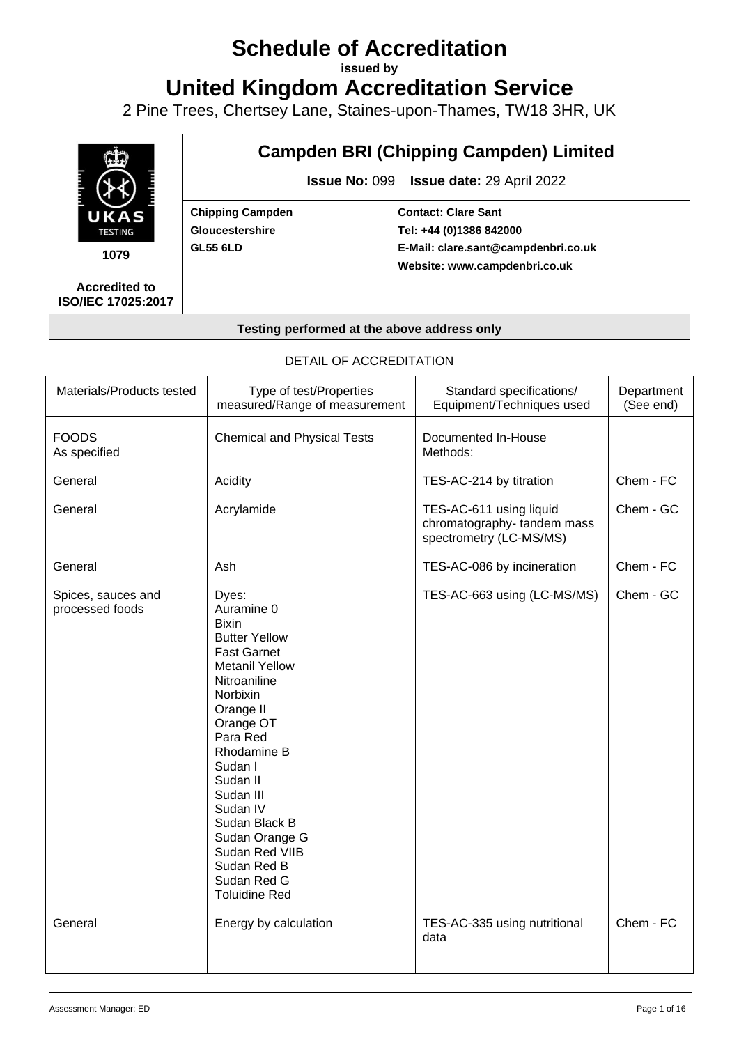# Schedule of Accreditation

**issued by**

# United Kingdom Accreditation Service

2 Pine Trees, Chertsey Lane, Staines-upon-Thames, TW18 3HR, UK

| | **Campden BRI (Chipping Campden) Limited** | |
|---|---|---|
| UKAS TESTING 1079 | **Issue No:** 099 **Issue date:** 29 April 2022 | |
| **Accredited to ISO/IEC 17025:2017** | **Chipping Campden** **Gloucestershire** **GL55 6LD** | **Contact: Clare Sant** **Tel: +44 (0)1386 842000** **E-Mail: clare.sant@campdenbri.co.uk** **Website: www.campdenbri.co.uk** |

**Testing performed at the above address only**

DETAIL OF ACCREDITATION

| Materials/Products tested | Type of test/Properties measured/Range of measurement | Standard specifications/ Equipment/Techniques used | Department (See end) |
|---|---|---|---|
| FOODS As specified | Chemical and Physical Tests | Documented In-House Methods: | |
| General | Acidity | TES-AC-214 by titration | Chem - FC |
| General | Acrylamide | TES-AC-611 using liquid chromatography- tandem mass spectrometry (LC-MS/MS) | Chem - GC |
| General | Ash | TES-AC-086 by incineration | Chem - FC |
| Spices, sauces and processed foods | Dyes: Auramine 0, Bixin, Butter Yellow, Fast Garnet, Metanil Yellow, Nitroaniline, Norbixin, Orange II, Orange OT, Para Red, Rhodamine B, Sudan I, Sudan II, Sudan III, Sudan IV, Sudan Black B, Sudan Orange G, Sudan Red VIIB, Sudan Red B, Sudan Red G, Toluidine Red | TES-AC-663 using (LC-MS/MS) | Chem - GC |
| General | Energy by calculation | TES-AC-335 using nutritional data | Chem - FC |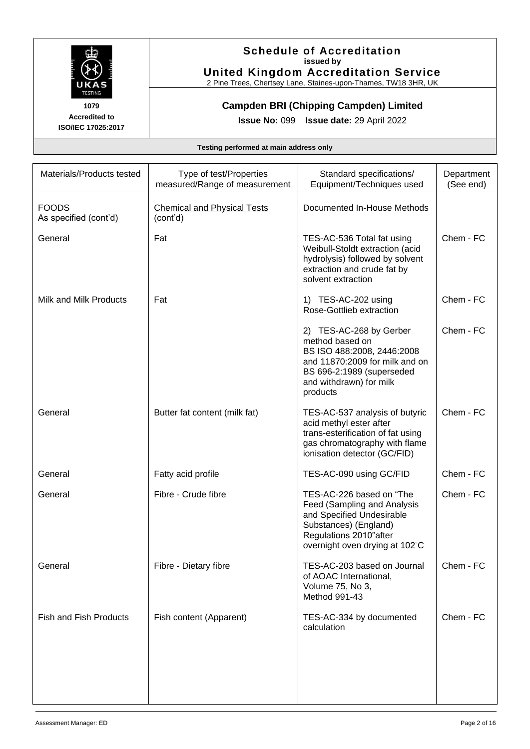| Materials/Products tested | Type of test/Properties measured/Range of measurement | Standard specifications/ Equipment/Techniques used | Department (See end) |
|---|---|---|---|
| FOODS As specified (cont'd) | Chemical and Physical Tests (cont'd) | Documented In-House Methods | |
| General | Fat | TES-AC-536 Total fat using Weibull-Stoldt extraction (acid hydrolysis) followed by solvent extraction and crude fat by solvent extraction | Chem - FC |
| Milk and Milk Products | Fat | 1) TES-AC-202 using Rose-Gottlieb extraction | Chem - FC |
| | | 2) TES-AC-268 by Gerber method based on BS ISO 488:2008, 2446:2008 and 11870:2009 for milk and on BS 696-2:1989 (superseded and withdrawn) for milk products | Chem - FC |
| General | Butter fat content (milk fat) | TES-AC-537 analysis of butyric acid methyl ester after trans-esterification of fat using gas chromatography with flame ionisation detector (GC/FID) | Chem - FC |
| General | Fatty acid profile | TES-AC-090 using GC/FID | Chem - FC |
| General | Fibre - Crude fibre | TES-AC-226 based on "The Feed (Sampling and Analysis and Specified Undesirable Substances) (England) Regulations 2010"after overnight oven drying at 102˚C | Chem - FC |
| General | Fibre - Dietary fibre | TES-AC-203 based on Journal of AOAC International, Volume 75, No 3, Method 991-43 | Chem - FC |
| Fish and Fish Products | Fish content (Apparent) | TES-AC-334 by documented calculation | Chem - FC |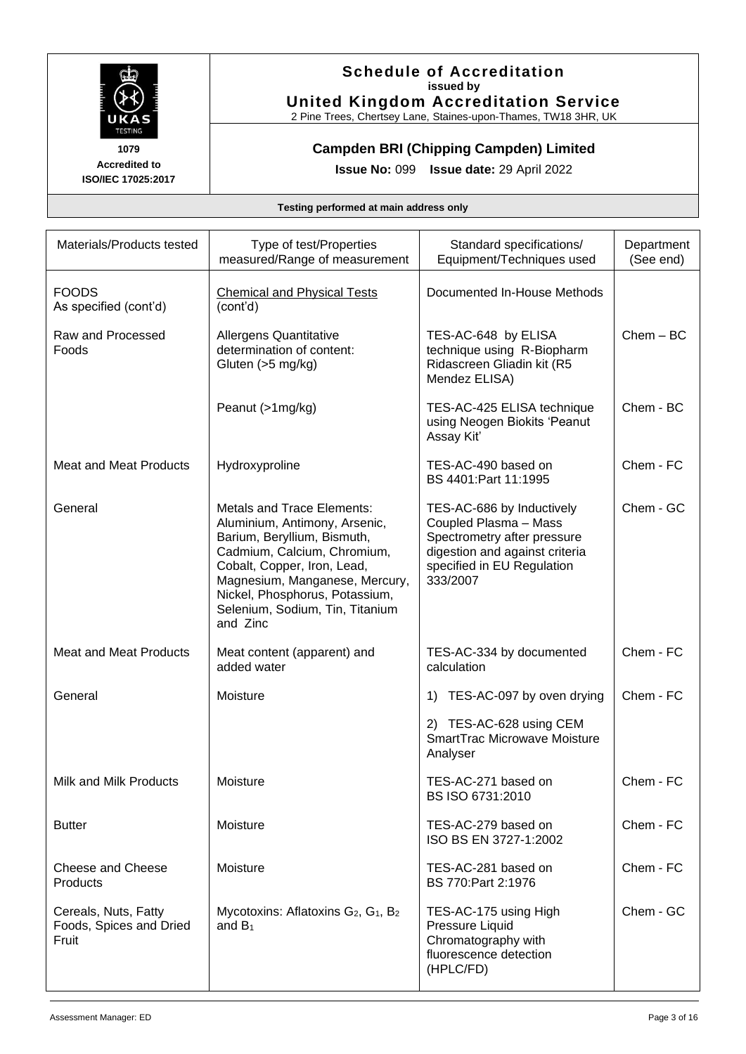# Schedule of Accreditation
**issued by**
**United Kingdom Accreditation Service**
2 Pine Trees, Chertsey Lane, Staines-upon-Thames, TW18 3HR, UK

**1079**
**Accredited to ISO/IEC 17025:2017**

## Campden BRI (Chipping Campden) Limited

**Issue No:** 099 **Issue date:** 29 April 2022

**Testing performed at main address only**

| Materials/Products tested | Type of test/Properties measured/Range of measurement | Standard specifications/ Equipment/Techniques used | Department (See end) |
|---|---|---|---|
| FOODS As specified (cont'd) | Chemical and Physical Tests (cont'd) | Documented In-House Methods | |
| Raw and Processed Foods | Allergens Quantitative determination of content: Gluten (>5 mg/kg) | TES-AC-648 by ELISA technique using R-Biopharm Ridascreen Gliadin kit (R5 Mendez ELISA) | Chem – BC |
| | Peanut (>1mg/kg) | TES-AC-425 ELISA technique using Neogen Biokits 'Peanut Assay Kit' | Chem - BC |
| Meat and Meat Products | Hydroxyproline | TES-AC-490 based on BS 4401:Part 11:1995 | Chem - FC |
| General | Metals and Trace Elements: Aluminium, Antimony, Arsenic, Barium, Beryllium, Bismuth, Cadmium, Calcium, Chromium, Cobalt, Copper, Iron, Lead, Magnesium, Manganese, Mercury, Nickel, Phosphorus, Potassium, Selenium, Sodium, Tin, Titanium and Zinc | TES-AC-686 by Inductively Coupled Plasma – Mass Spectrometry after pressure digestion and against criteria specified in EU Regulation 333/2007 | Chem - GC |
| Meat and Meat Products | Meat content (apparent) and added water | TES-AC-334 by documented calculation | Chem - FC |
| General | Moisture | 1) TES-AC-097 by oven drying<br>2) TES-AC-628 using CEM SmartTrac Microwave Moisture Analyser | Chem - FC |
| Milk and Milk Products | Moisture | TES-AC-271 based on BS ISO 6731:2010 | Chem - FC |
| Butter | Moisture | TES-AC-279 based on ISO BS EN 3727-1:2002 | Chem - FC |
| Cheese and Cheese Products | Moisture | TES-AC-281 based on BS 770:Part 2:1976 | Chem - FC |
| Cereals, Nuts, Fatty Foods, Spices and Dried Fruit | Mycotoxins: Aflatoxins $G_2$, $G_1$, $B_2$ and $B_1$ | TES-AC-175 using High Pressure Liquid Chromatography with fluorescence detection (HPLC/FD) | Chem - GC |

Assessment Manager: ED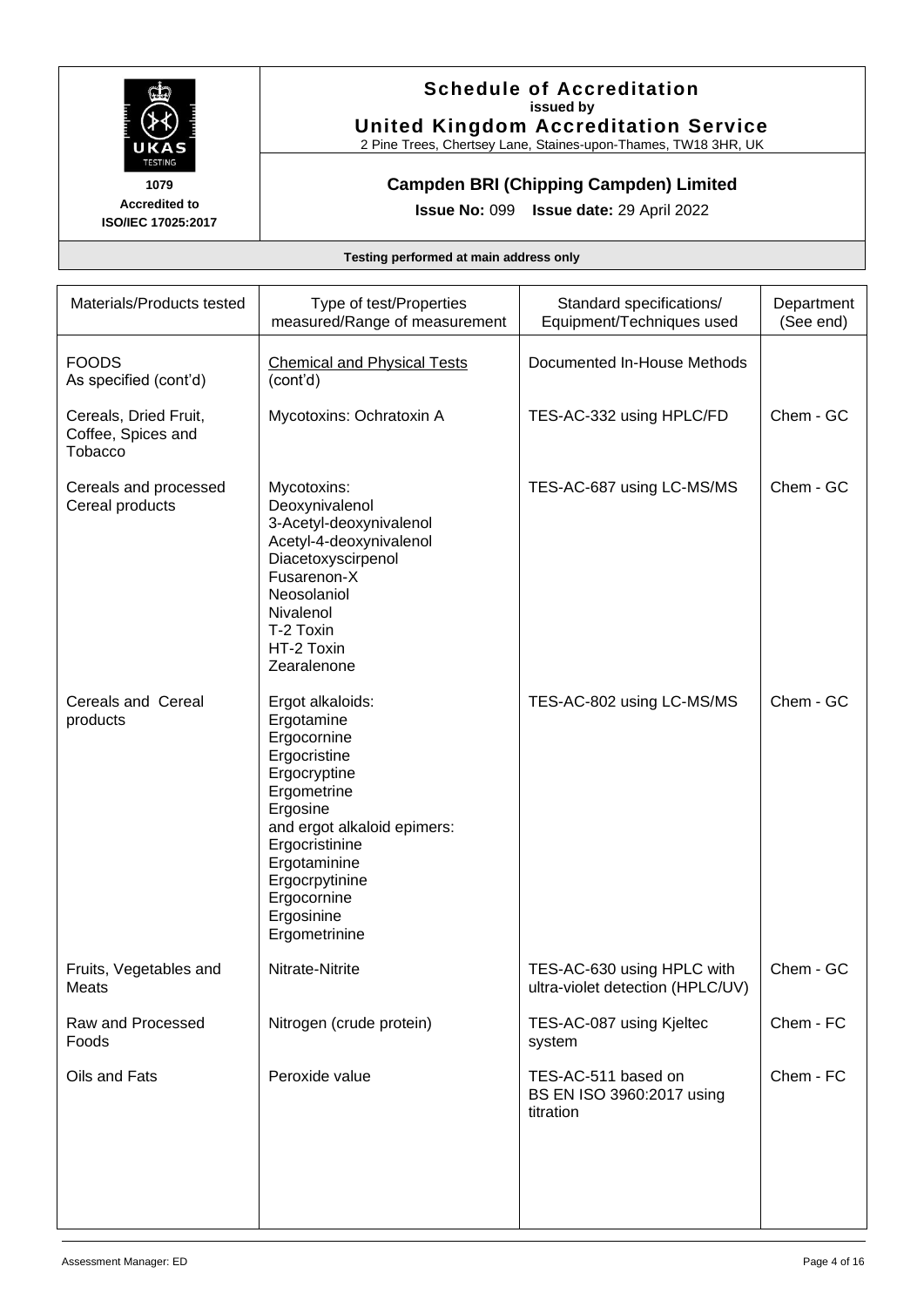# Schedule of Accreditation
**issued by**
**United Kingdom Accreditation Service**
2 Pine Trees, Chertsey Lane, Staines-upon-Thames, TW18 3HR, UK

**1079**
**Accredited to ISO/IEC 17025:2017**

## Campden BRI (Chipping Campden) Limited

**Issue No:** 099 **Issue date:** 29 April 2022

**Testing performed at main address only**

| Materials/Products tested | Type of test/Properties measured/Range of measurement | Standard specifications/ Equipment/Techniques used | Department (See end) |
|---|---|---|---|
| FOODS<br>As specified (cont'd) | <u>Chemical and Physical Tests</u> (cont'd) | Documented In-House Methods | |
| Cereals, Dried Fruit, Coffee, Spices and Tobacco | Mycotoxins: Ochratoxin A | TES-AC-332 using HPLC/FD | Chem - GC |
| Cereals and processed Cereal products | Mycotoxins:<br>Deoxynivalenol<br>3-Acetyl-deoxynivalenol<br>Acetyl-4-deoxynivalenol<br>Diacetoxyscirpenol<br>Fusarenon-X<br>Neosolaniol<br>Nivalenol<br>T-2 Toxin<br>HT-2 Toxin<br>Zearalenone | TES-AC-687 using LC-MS/MS | Chem - GC |
| Cereals and Cereal products | Ergot alkaloids:<br>Ergotamine<br>Ergocornine<br>Ergocristine<br>Ergocryptine<br>Ergometrine<br>Ergosine<br>and ergot alkaloid epimers:<br>Ergocristinine<br>Ergotaminine<br>Ergocrpytinine<br>Ergocornine<br>Ergosinine<br>Ergometrinine | TES-AC-802 using LC-MS/MS | Chem - GC |
| Fruits, Vegetables and Meats | Nitrate-Nitrite | TES-AC-630 using HPLC with ultra-violet detection (HPLC/UV) | Chem - GC |
| Raw and Processed Foods | Nitrogen (crude protein) | TES-AC-087 using Kjeltec system | Chem - FC |
| Oils and Fats | Peroxide value | TES-AC-511 based on BS EN ISO 3960:2017 using titration | Chem - FC |

Assessment Manager: ED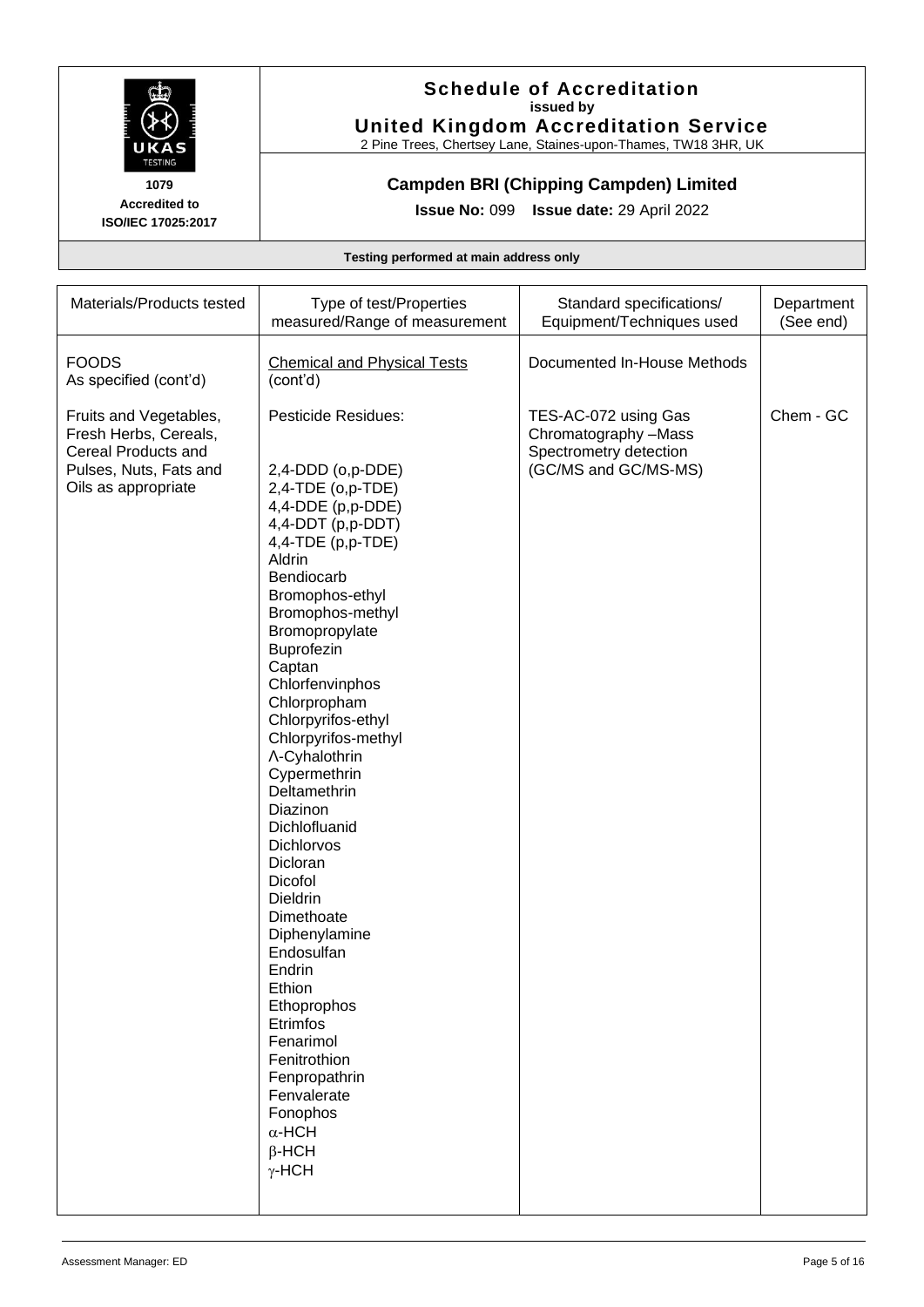# Schedule of Accreditation
**issued by**
**United Kingdom Accreditation Service**
2 Pine Trees, Chertsey Lane, Staines-upon-Thames, TW18 3HR, UK

**1079**
**Accredited to ISO/IEC 17025:2017**

## Campden BRI (Chipping Campden) Limited

**Issue No:** 099 **Issue date:** 29 April 2022

**Testing performed at main address only**

| Materials/Products tested | Type of test/Properties measured/Range of measurement | Standard specifications/ Equipment/Techniques used | Department (See end) |
|---|---|---|---|
| FOODS<br>As specified (cont'd) | Chemical and Physical Tests (cont'd) | Documented In-House Methods | |
| Fruits and Vegetables, Fresh Herbs, Cereals, Cereal Products and Pulses, Nuts, Fats and Oils as appropriate | Pesticide Residues:<br><br>2,4-DDD (o,p-DDE)<br>2,4-TDE (o,p-TDE)<br>4,4-DDE (p,p-DDE)<br>4,4-DDT (p,p-DDT)<br>4,4-TDE (p,p-TDE)<br>Aldrin<br>Bendiocarb<br>Bromophos-ethyl<br>Bromophos-methyl<br>Bromopropylate<br>Buprofezin<br>Captan<br>Chlorfenvinphos<br>Chlorpropham<br>Chlorpyrifos-ethyl<br>Chlorpyrifos-methyl<br>Λ-Cyhalothrin<br>Cypermethrin<br>Deltamethrin<br>Diazinon<br>Dichlofluanid<br>Dichlorvos<br>Dicloran<br>Dicofol<br>Dieldrin<br>Dimethoate<br>Diphenylamine<br>Endosulfan<br>Endrin<br>Ethion<br>Ethoprophos<br>Etrimfos<br>Fenarimol<br>Fenitrothion<br>Fenpropathrin<br>Fenvalerate<br>Fonophos<br>α-HCH<br>β-HCH<br>γ-HCH | TES-AC-072 using Gas Chromatography –Mass Spectrometry detection (GC/MS and GC/MS-MS) | Chem - GC |

Assessment Manager: ED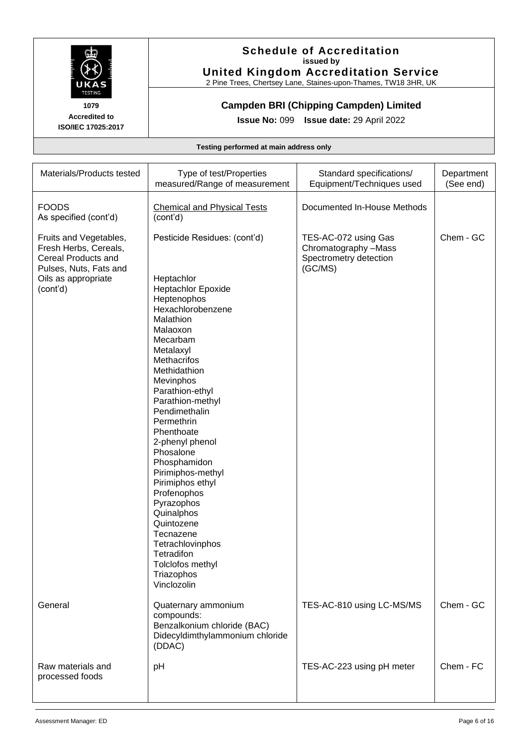# Schedule of Accreditation

**issued by**

**United Kingdom Accreditation Service**

2 Pine Trees, Chertsey Lane, Staines-upon-Thames, TW18 3HR, UK

**1079**
**Accredited to ISO/IEC 17025:2017**

## Campden BRI (Chipping Campden) Limited

**Issue No:** 099 **Issue date:** 29 April 2022

**Testing performed at main address only**

| Materials/Products tested | Type of test/Properties measured/Range of measurement | Standard specifications/ Equipment/Techniques used | Department (See end) |
|---|---|---|---|
| FOODS<br>As specified (cont'd) | <u>Chemical and Physical Tests</u> (cont'd) | Documented In-House Methods | |
| Fruits and Vegetables, Fresh Herbs, Cereals, Cereal Products and Pulses, Nuts, Fats and Oils as appropriate (cont'd) | Pesticide Residues: (cont'd)<br><br>Heptachlor<br>Heptachlor Epoxide<br>Heptenophos<br>Hexachlorobenzene<br>Malathion<br>Malaoxon<br>Mecarbam<br>Metalaxyl<br>Methacrifos<br>Methidathion<br>Mevinphos<br>Parathion-ethyl<br>Parathion-methyl<br>Pendimethalin<br>Permethrin<br>Phenthoate<br>2-phenyl phenol<br>Phosalone<br>Phosphamidon<br>Pirimiphos-methyl<br>Pirimiphos ethyl<br>Profenophos<br>Pyrazophos<br>Quinalphos<br>Quintozene<br>Tecnazene<br>Tetrachlovinphos<br>Tetradifon<br>Tolclofos methyl<br>Triazophos<br>Vinclozolin | TES-AC-072 using Gas Chromatography –Mass Spectrometry detection (GC/MS) | Chem - GC |
| General | Quaternary ammonium compounds:<br>Benzalkonium chloride (BAC)<br>Didecyldimthylammonium chloride (DDAC) | TES-AC-810 using LC-MS/MS | Chem - GC |
| Raw materials and processed foods | pH | TES-AC-223 using pH meter | Chem - FC |

Assessment Manager: ED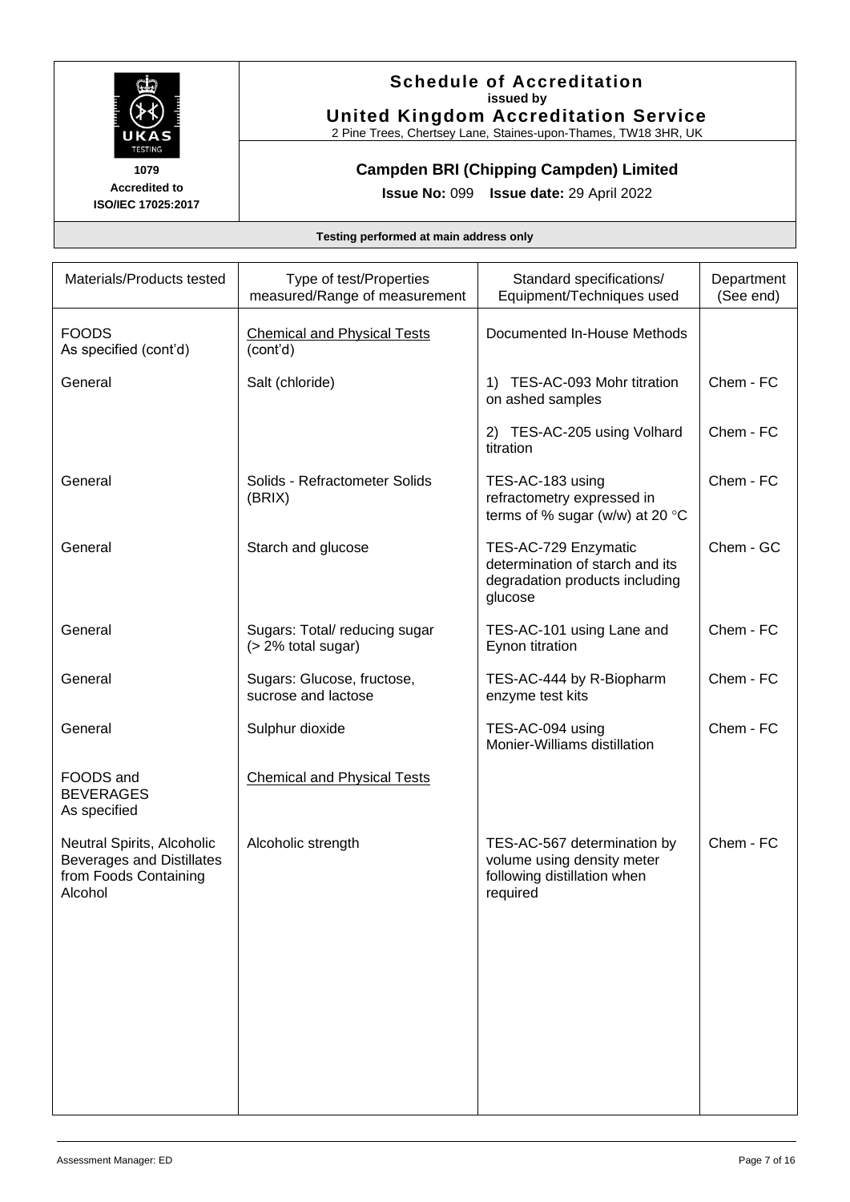# Schedule of Accreditation
**issued by**
**United Kingdom Accreditation Service**
2 Pine Trees, Chertsey Lane, Staines-upon-Thames, TW18 3HR, UK

**1079**
**Accredited to ISO/IEC 17025:2017**

## Campden BRI (Chipping Campden) Limited

**Issue No:** 099 **Issue date:** 29 April 2022

**Testing performed at main address only**

| Materials/Products tested | Type of test/Properties measured/Range of measurement | Standard specifications/ Equipment/Techniques used | Department (See end) |
|---|---|---|---|
| FOODS<br>As specified (cont'd) | Chemical and Physical Tests (cont'd) | Documented In-House Methods | |
| General | Salt (chloride) | 1) TES-AC-093 Mohr titration on ashed samples | Chem - FC |
| | | 2) TES-AC-205 using Volhard titration | Chem - FC |
| General | Solids - Refractometer Solids (BRIX) | TES-AC-183 using refractometry expressed in terms of % sugar (w/w) at 20 °C | Chem - FC |
| General | Starch and glucose | TES-AC-729 Enzymatic determination of starch and its degradation products including glucose | Chem - GC |
| General | Sugars: Total/ reducing sugar (> 2% total sugar) | TES-AC-101 using Lane and Eynon titration | Chem - FC |
| General | Sugars: Glucose, fructose, sucrose and lactose | TES-AC-444 by R-Biopharm enzyme test kits | Chem - FC |
| General | Sulphur dioxide | TES-AC-094 using Monier-Williams distillation | Chem - FC |
| FOODS and BEVERAGES<br>As specified | Chemical and Physical Tests | | |
| Neutral Spirits, Alcoholic Beverages and Distillates from Foods Containing Alcohol | Alcoholic strength | TES-AC-567 determination by volume using density meter following distillation when required | Chem - FC |

Assessment Manager: ED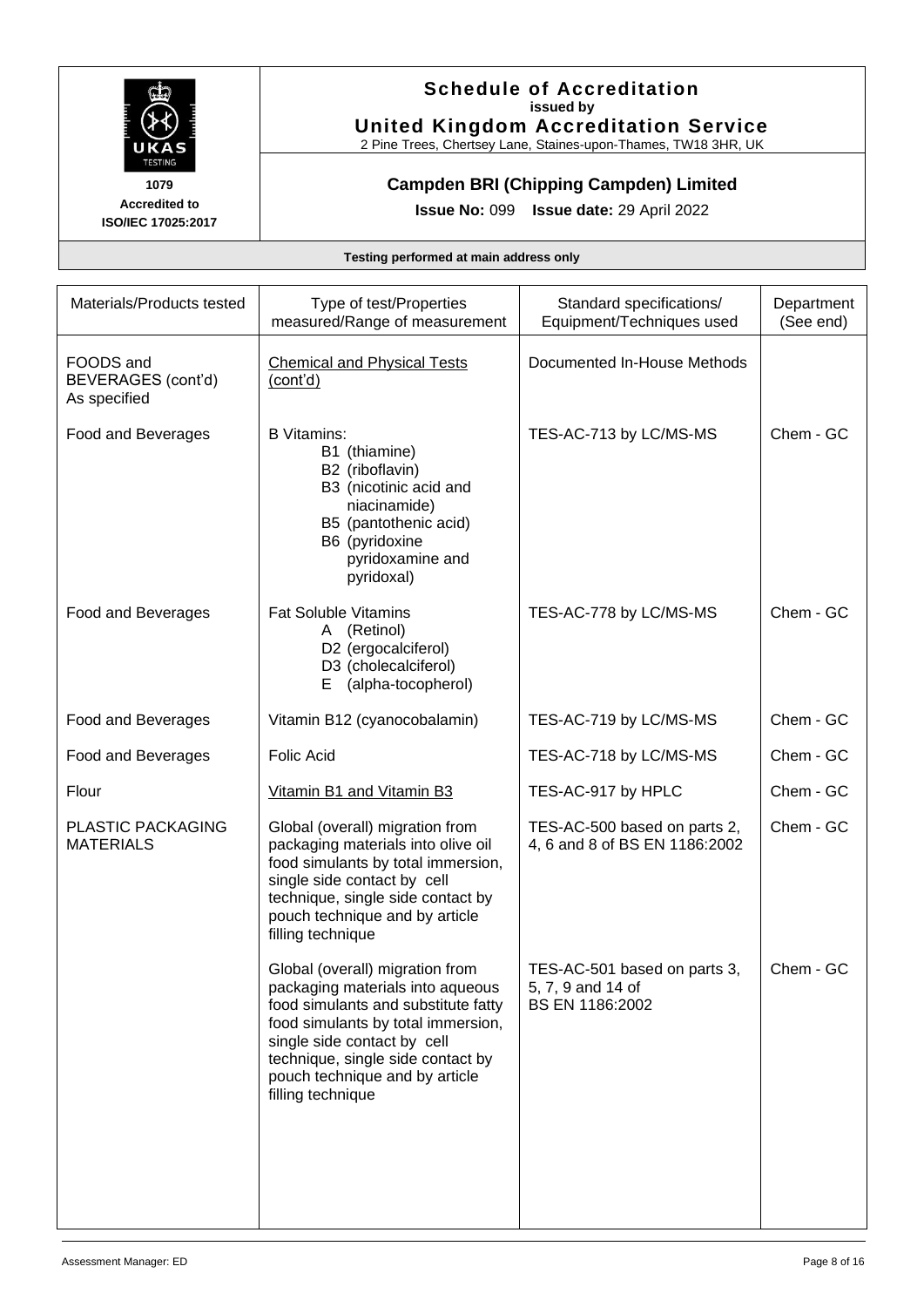# Schedule of Accreditation

**issued by**

**United Kingdom Accreditation Service**

2 Pine Trees, Chertsey Lane, Staines-upon-Thames, TW18 3HR, UK

**1079**

**Accredited to ISO/IEC 17025:2017**

## Campden BRI (Chipping Campden) Limited

**Issue No:** 099 **Issue date:** 29 April 2022

**Testing performed at main address only**

| Materials/Products tested | Type of test/Properties measured/Range of measurement | Standard specifications/ Equipment/Techniques used | Department (See end) |
|---|---|---|---|
| FOODS and BEVERAGES (cont'd) As specified | Chemical and Physical Tests (cont'd) | Documented In-House Methods | |
| Food and Beverages | B Vitamins:<br>B1 (thiamine)<br>B2 (riboflavin)<br>B3 (nicotinic acid and niacinamide)<br>B5 (pantothenic acid)<br>B6 (pyridoxine pyridoxamine and pyridoxal) | TES-AC-713 by LC/MS-MS | Chem - GC |
| Food and Beverages | Fat Soluble Vitamins<br>A (Retinol)<br>D2 (ergocalciferol)<br>D3 (cholecalciferol)<br>E (alpha-tocopherol) | TES-AC-778 by LC/MS-MS | Chem - GC |
| Food and Beverages | Vitamin B12 (cyanocobalamin) | TES-AC-719 by LC/MS-MS | Chem - GC |
| Food and Beverages | Folic Acid | TES-AC-718 by LC/MS-MS | Chem - GC |
| Flour | Vitamin B1 and Vitamin B3 | TES-AC-917 by HPLC | Chem - GC |
| PLASTIC PACKAGING MATERIALS | Global (overall) migration from packaging materials into olive oil food simulants by total immersion, single side contact by cell technique, single side contact by pouch technique and by article filling technique | TES-AC-500 based on parts 2, 4, 6 and 8 of BS EN 1186:2002 | Chem - GC |
| | Global (overall) migration from packaging materials into aqueous food simulants and substitute fatty food simulants by total immersion, single side contact by cell technique, single side contact by pouch technique and by article filling technique | TES-AC-501 based on parts 3, 5, 7, 9 and 14 of BS EN 1186:2002 | Chem - GC |

Assessment Manager: ED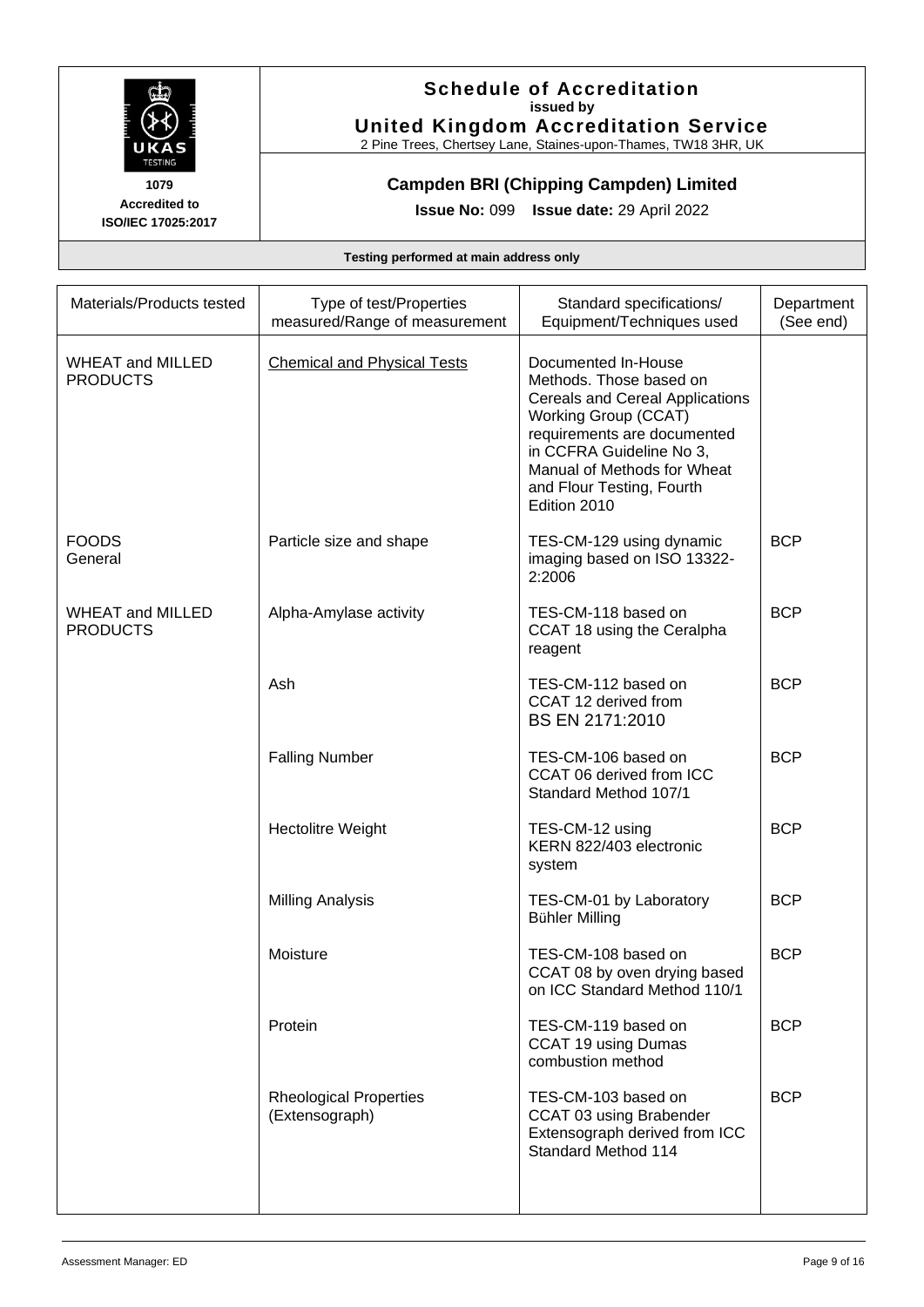# Schedule of Accreditation
issued by
**United Kingdom Accreditation Service**
2 Pine Trees, Chertsey Lane, Staines-upon-Thames, TW18 3HR, UK

**1079**
**Accredited to ISO/IEC 17025:2017**

## Campden BRI (Chipping Campden) Limited

**Issue No:** 099 **Issue date:** 29 April 2022

**Testing performed at main address only**

| Materials/Products tested | Type of test/Properties measured/Range of measurement | Standard specifications/ Equipment/Techniques used | Department (See end) |
|---|---|---|---|
| WHEAT and MILLED PRODUCTS | Chemical and Physical Tests | Documented In-House Methods. Those based on Cereals and Cereal Applications Working Group (CCAT) requirements are documented in CCFRA Guideline No 3, Manual of Methods for Wheat and Flour Testing, Fourth Edition 2010 | |
| FOODS General | Particle size and shape | TES-CM-129 using dynamic imaging based on ISO 13322-2:2006 | BCP |
| WHEAT and MILLED PRODUCTS | Alpha-Amylase activity | TES-CM-118 based on CCAT 18 using the Ceralpha reagent | BCP |
| | Ash | TES-CM-112 based on CCAT 12 derived from BS EN 2171:2010 | BCP |
| | Falling Number | TES-CM-106 based on CCAT 06 derived from ICC Standard Method 107/1 | BCP |
| | Hectolitre Weight | TES-CM-12 using KERN 822/403 electronic system | BCP |
| | Milling Analysis | TES-CM-01 by Laboratory Bühler Milling | BCP |
| | Moisture | TES-CM-108 based on CCAT 08 by oven drying based on ICC Standard Method 110/1 | BCP |
| | Protein | TES-CM-119 based on CCAT 19 using Dumas combustion method | BCP |
| | Rheological Properties (Extensograph) | TES-CM-103 based on CCAT 03 using Brabender Extensograph derived from ICC Standard Method 114 | BCP |

Assessment Manager: ED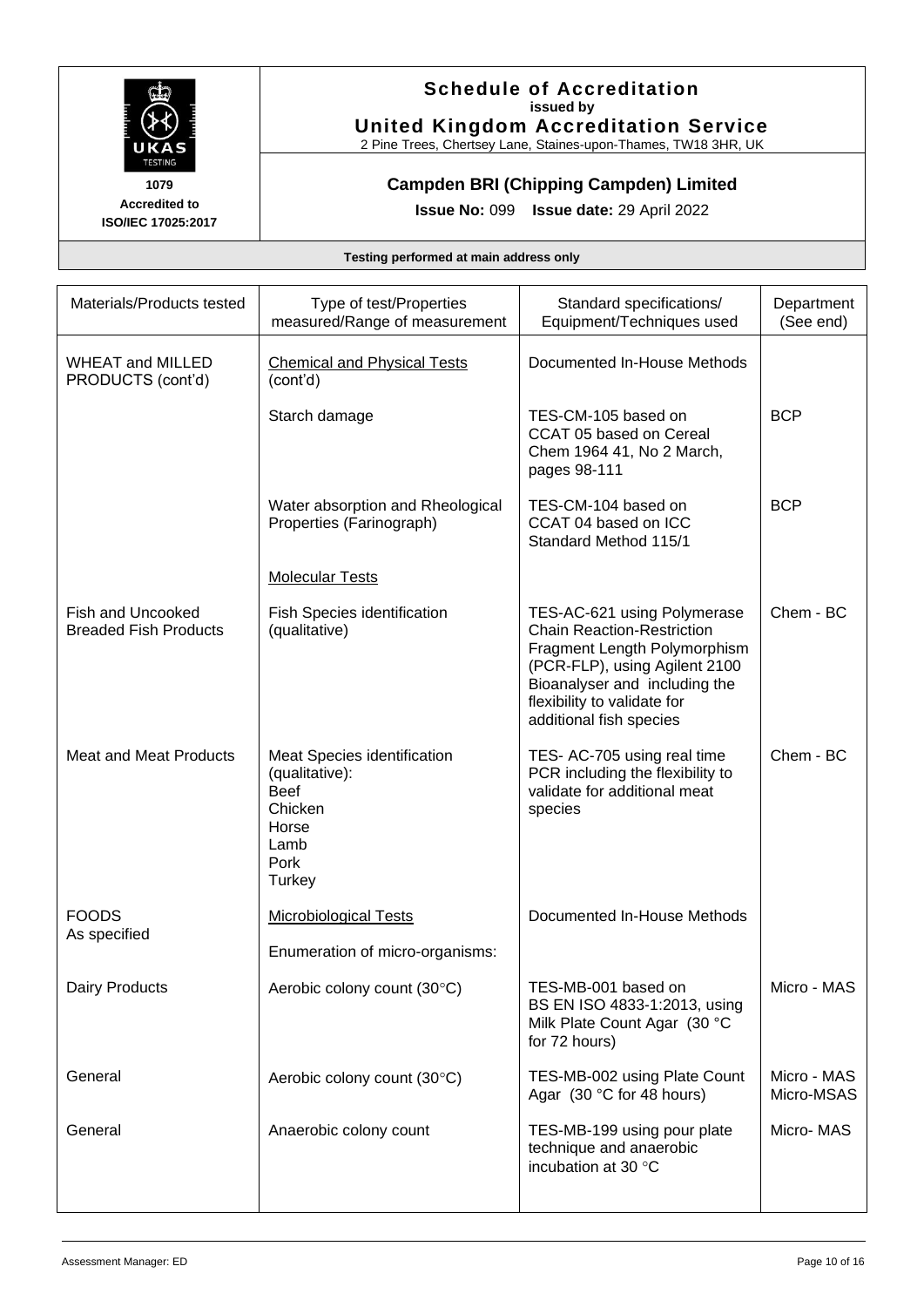# Schedule of Accreditation

**issued by**

**United Kingdom Accreditation Service**

2 Pine Trees, Chertsey Lane, Staines-upon-Thames, TW18 3HR, UK

**1079**
**Accredited to ISO/IEC 17025:2017**

## Campden BRI (Chipping Campden) Limited

**Issue No:** 099 **Issue date:** 29 April 2022

**Testing performed at main address only**

| Materials/Products tested | Type of test/Properties measured/Range of measurement | Standard specifications/ Equipment/Techniques used | Department (See end) |
|---|---|---|---|
| WHEAT and MILLED PRODUCTS (cont'd) | Chemical and Physical Tests (cont'd) | Documented In-House Methods | |
| | Starch damage | TES-CM-105 based on CCAT 05 based on Cereal Chem 1964 41, No 2 March, pages 98-111 | BCP |
| | Water absorption and Rheological Properties (Farinograph) | TES-CM-104 based on CCAT 04 based on ICC Standard Method 115/1 | BCP |
| | Molecular Tests | | |
| Fish and Uncooked Breaded Fish Products | Fish Species identification (qualitative) | TES-AC-621 using Polymerase Chain Reaction-Restriction Fragment Length Polymorphism (PCR-FLP), using Agilent 2100 Bioanalyser and including the flexibility to validate for additional fish species | Chem - BC |
| Meat and Meat Products | Meat Species identification (qualitative): Beef, Chicken, Horse, Lamb, Pork, Turkey | TES- AC-705 using real time PCR including the flexibility to validate for additional meat species | Chem - BC |
| FOODS As specified | Microbiological Tests | Documented In-House Methods | |
| | Enumeration of micro-organisms: | | |
| Dairy Products | Aerobic colony count (30°C) | TES-MB-001 based on BS EN ISO 4833-1:2013, using Milk Plate Count Agar (30 °C for 72 hours) | Micro - MAS |
| General | Aerobic colony count (30°C) | TES-MB-002 using Plate Count Agar (30 °C for 48 hours) | Micro - MAS Micro-MSAS |
| General | Anaerobic colony count | TES-MB-199 using pour plate technique and anaerobic incubation at 30 °C | Micro- MAS |

Assessment Manager: ED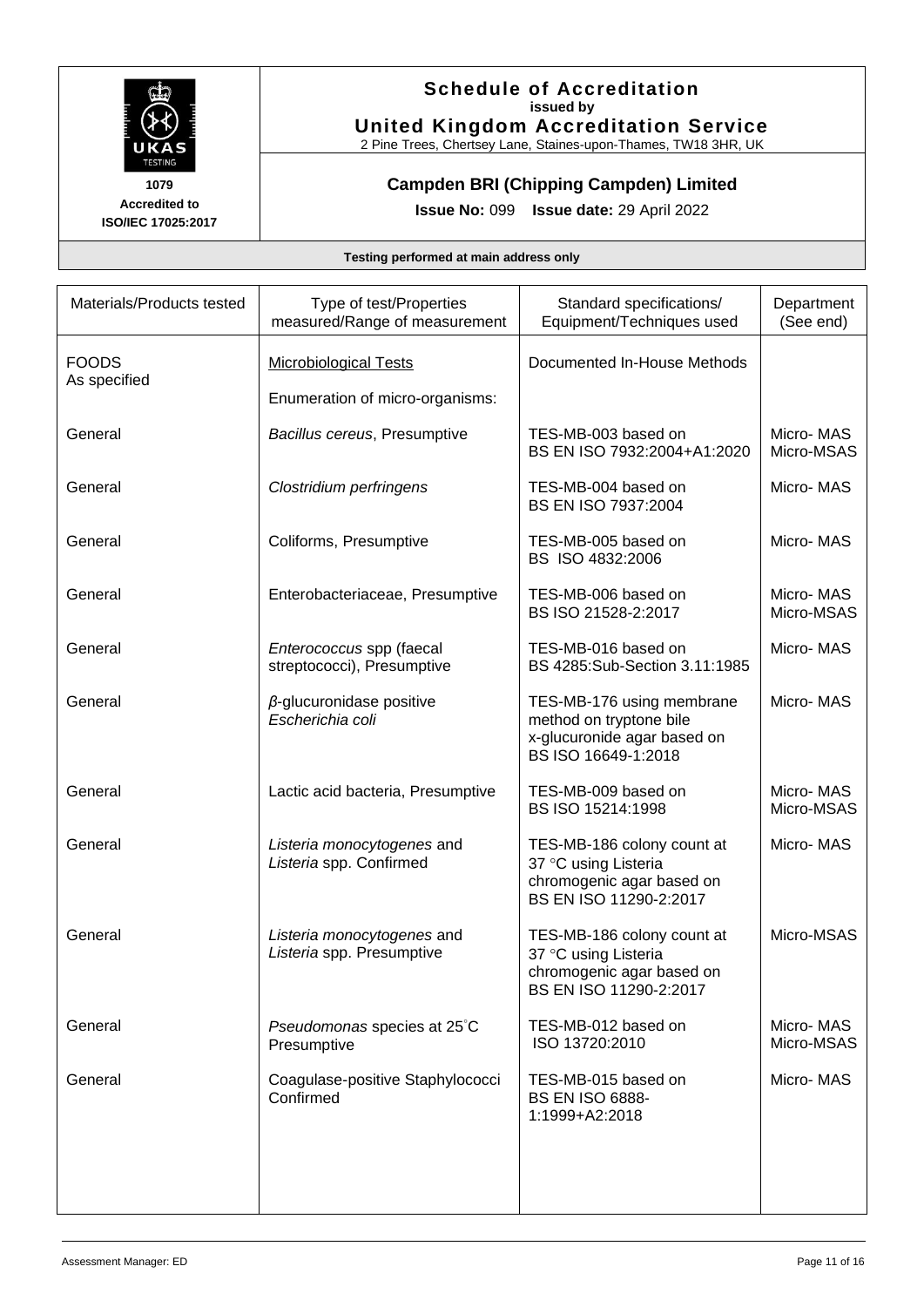**Schedule of Accreditation**
**issued by**
**United Kingdom Accreditation Service**
2 Pine Trees, Chertsey Lane, Staines-upon-Thames, TW18 3HR, UK

**1079**
**Accredited to ISO/IEC 17025:2017**

**Campden BRI (Chipping Campden) Limited**

**Issue No:** 099 **Issue date:** 29 April 2022

**Testing performed at main address only**

| Materials/Products tested | Type of test/Properties measured/Range of measurement | Standard specifications/ Equipment/Techniques used | Department (See end) |
|---|---|---|---|
| FOODS<br>As specified | <u>Microbiological Tests</u><br><br>Enumeration of micro-organisms: | Documented In-House Methods | |
| General | *Bacillus cereus*, Presumptive | TES-MB-003 based on BS EN ISO 7932:2004+A1:2020 | Micro- MAS<br>Micro-MSAS |
| General | *Clostridium perfringens* | TES-MB-004 based on BS EN ISO 7937:2004 | Micro- MAS |
| General | Coliforms, Presumptive | TES-MB-005 based on BS ISO 4832:2006 | Micro- MAS |
| General | Enterobacteriaceae, Presumptive | TES-MB-006 based on BS ISO 21528-2:2017 | Micro- MAS<br>Micro-MSAS |
| General | *Enterococcus* spp (faecal streptococci), Presumptive | TES-MB-016 based on BS 4285:Sub-Section 3.11:1985 | Micro- MAS |
| General | *β*-glucuronidase positive *Escherichia coli* | TES-MB-176 using membrane method on tryptone bile x-glucuronide agar based on BS ISO 16649-1:2018 | Micro- MAS |
| General | Lactic acid bacteria, Presumptive | TES-MB-009 based on BS ISO 15214:1998 | Micro- MAS<br>Micro-MSAS |
| General | *Listeria monocytogenes* and *Listeria* spp. Confirmed | TES-MB-186 colony count at 37 °C using Listeria chromogenic agar based on BS EN ISO 11290-2:2017 | Micro- MAS |
| General | *Listeria monocytogenes* and *Listeria* spp. Presumptive | TES-MB-186 colony count at 37 °C using Listeria chromogenic agar based on BS EN ISO 11290-2:2017 | Micro-MSAS |
| General | *Pseudomonas* species at 25°C Presumptive | TES-MB-012 based on ISO 13720:2010 | Micro- MAS<br>Micro-MSAS |
| General | Coagulase-positive Staphylococci Confirmed | TES-MB-015 based on BS EN ISO 6888-1:1999+A2:2018 | Micro- MAS |

Assessment Manager: ED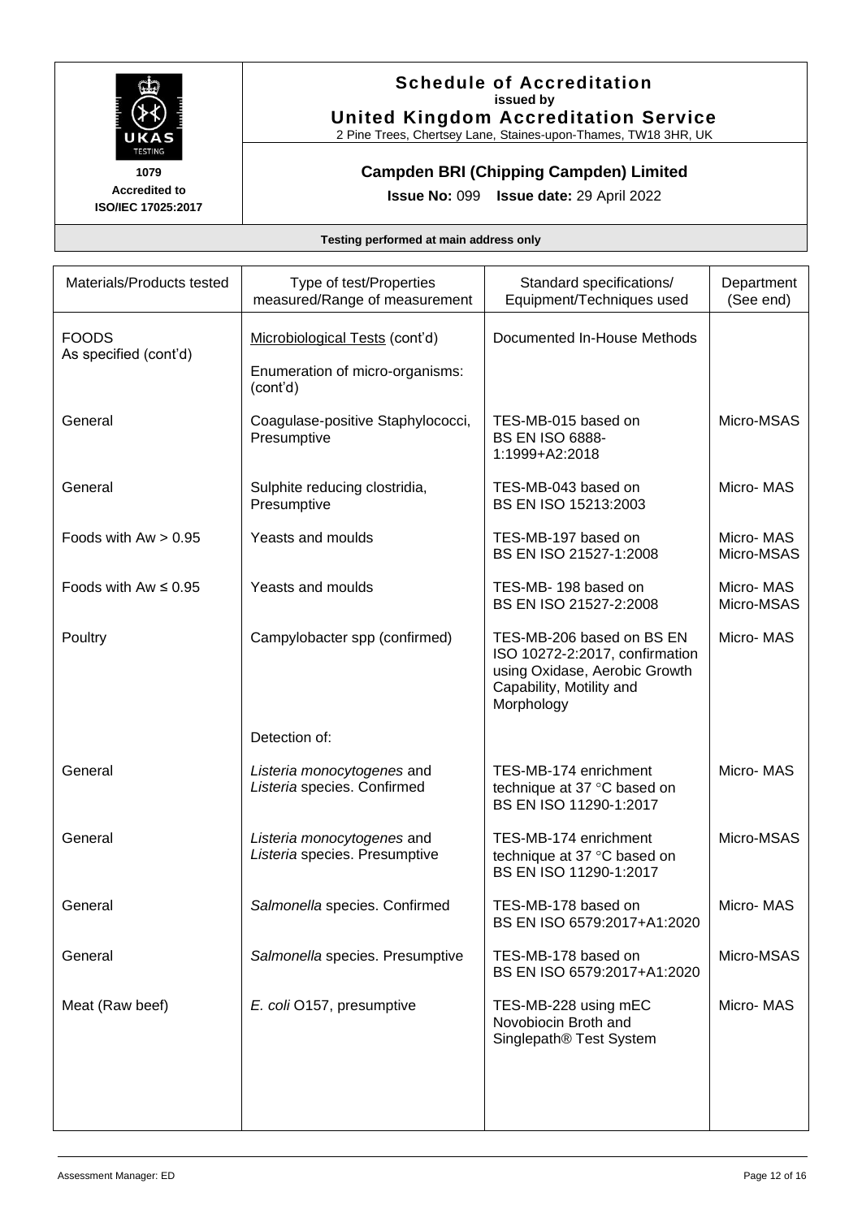# Schedule of Accreditation
issued by
**United Kingdom Accreditation Service**
2 Pine Trees, Chertsey Lane, Staines-upon-Thames, TW18 3HR, UK

1079
Accredited to
ISO/IEC 17025:2017

## Campden BRI (Chipping Campden) Limited

**Issue No:** 099 **Issue date:** 29 April 2022

**Testing performed at main address only**

| Materials/Products tested | Type of test/Properties measured/Range of measurement | Standard specifications/ Equipment/Techniques used | Department (See end) |
|---|---|---|---|
| FOODS<br>As specified (cont'd) | Microbiological Tests (cont'd)<br><br>Enumeration of micro-organisms: (cont'd) | Documented In-House Methods | |
| General | Coagulase-positive Staphylococci, Presumptive | TES-MB-015 based on BS EN ISO 6888-1:1999+A2:2018 | Micro-MSAS |
| General | Sulphite reducing clostridia, Presumptive | TES-MB-043 based on BS EN ISO 15213:2003 | Micro- MAS |
| Foods with Aw > 0.95 | Yeasts and moulds | TES-MB-197 based on BS EN ISO 21527-1:2008 | Micro- MAS<br>Micro-MSAS |
| Foods with Aw ≤ 0.95 | Yeasts and moulds | TES-MB- 198 based on BS EN ISO 21527-2:2008 | Micro- MAS<br>Micro-MSAS |
| Poultry | Campylobacter spp (confirmed) | TES-MB-206 based on BS EN ISO 10272-2:2017, confirmation using Oxidase, Aerobic Growth Capability, Motility and Morphology | Micro- MAS |
| | Detection of: | | |
| General | *Listeria monocytogenes* and *Listeria* species. Confirmed | TES-MB-174 enrichment technique at 37 °C based on BS EN ISO 11290-1:2017 | Micro- MAS |
| General | *Listeria monocytogenes* and *Listeria* species. Presumptive | TES-MB-174 enrichment technique at 37 °C based on BS EN ISO 11290-1:2017 | Micro-MSAS |
| General | *Salmonella* species. Confirmed | TES-MB-178 based on BS EN ISO 6579:2017+A1:2020 | Micro- MAS |
| General | *Salmonella* species. Presumptive | TES-MB-178 based on BS EN ISO 6579:2017+A1:2020 | Micro-MSAS |
| Meat (Raw beef) | *E. coli* O157, presumptive | TES-MB-228 using mEC Novobiocin Broth and Singlepath® Test System | Micro- MAS |

Assessment Manager: ED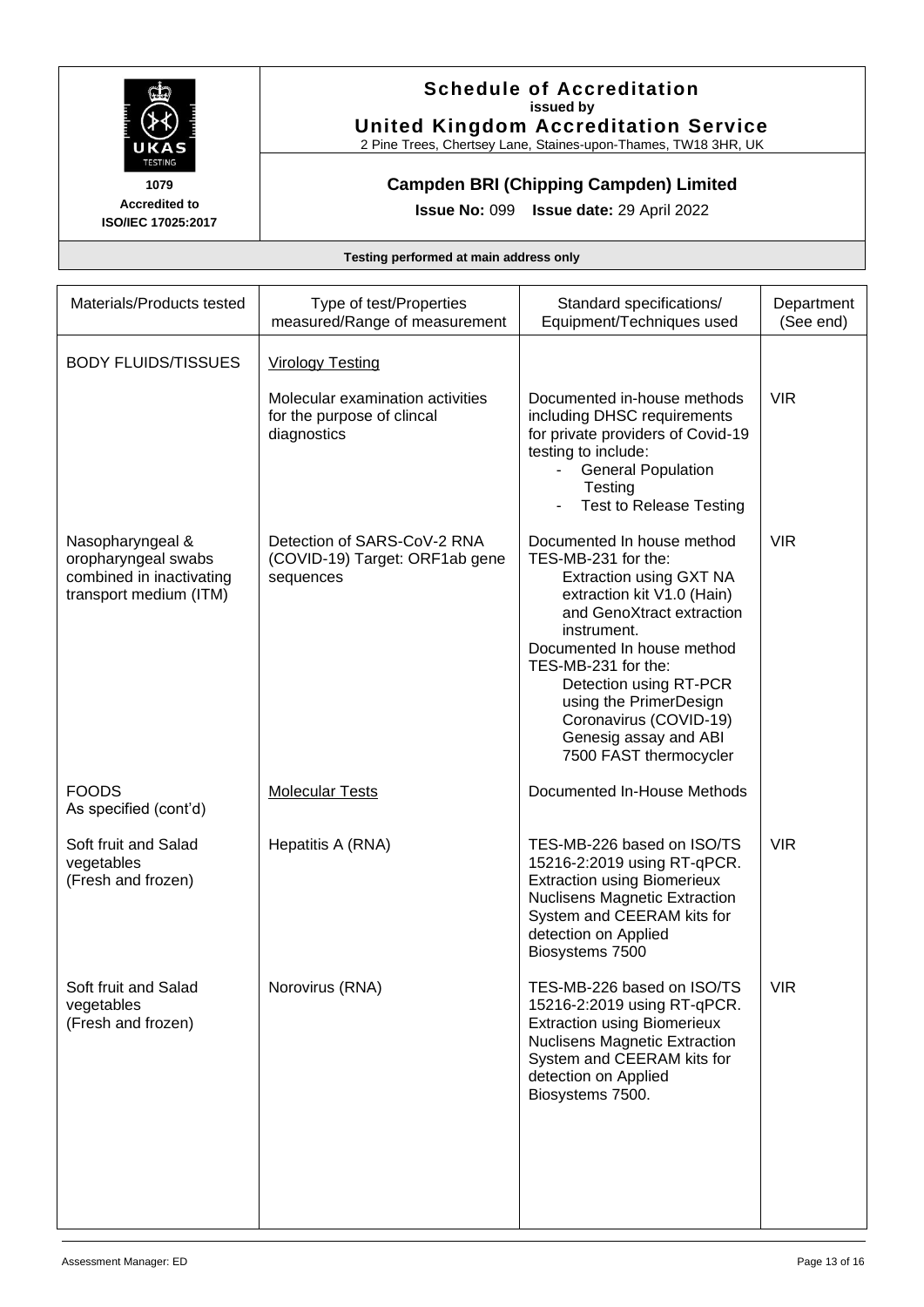# Schedule of Accreditation
issued by
**United Kingdom Accreditation Service**
2 Pine Trees, Chertsey Lane, Staines-upon-Thames, TW18 3HR, UK

1079
Accredited to
ISO/IEC 17025:2017

## Campden BRI (Chipping Campden) Limited

**Issue No:** 099 **Issue date:** 29 April 2022

**Testing performed at main address only**

| Materials/Products tested | Type of test/Properties measured/Range of measurement | Standard specifications/ Equipment/Techniques used | Department (See end) |
|---|---|---|---|
| BODY FLUIDS/TISSUES | Virology Testing | | |
| | Molecular examination activities for the purpose of clincal diagnostics | Documented in-house methods including DHSC requirements for private providers of Covid-19 testing to include:<br>- General Population Testing<br>- Test to Release Testing | VIR |
| Nasopharyngeal & oropharyngeal swabs combined in inactivating transport medium (ITM) | Detection of SARS-CoV-2 RNA (COVID-19) Target: ORF1ab gene sequences | Documented In house method TES-MB-231 for the: Extraction using GXT NA extraction kit V1.0 (Hain) and GenoXtract extraction instrument.<br>Documented In house method TES-MB-231 for the: Detection using RT-PCR using the PrimerDesign Coronavirus (COVID-19) Genesig assay and ABI 7500 FAST thermocycler | VIR |
| FOODS<br>As specified (cont'd) | Molecular Tests | Documented In-House Methods | |
| Soft fruit and Salad vegetables (Fresh and frozen) | Hepatitis A (RNA) | TES-MB-226 based on ISO/TS 15216-2:2019 using RT-qPCR. Extraction using Biomerieux Nuclisens Magnetic Extraction System and CEERAM kits for detection on Applied Biosystems 7500 | VIR |
| Soft fruit and Salad vegetables (Fresh and frozen) | Norovirus (RNA) | TES-MB-226 based on ISO/TS 15216-2:2019 using RT-qPCR. Extraction using Biomerieux Nuclisens Magnetic Extraction System and CEERAM kits for detection on Applied Biosystems 7500. | VIR |

Assessment Manager: ED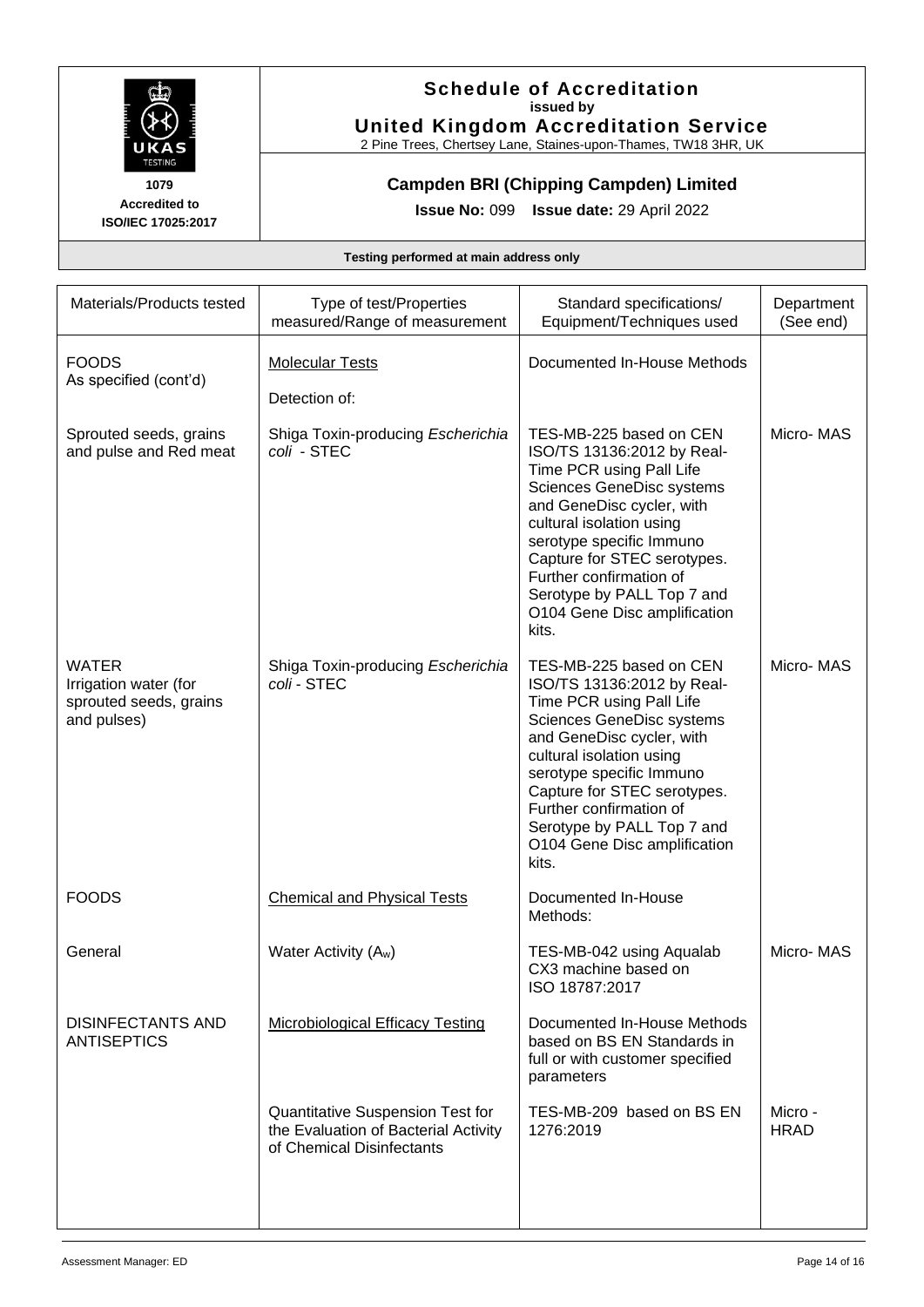# Schedule of Accreditation

issued by

**United Kingdom Accreditation Service**

2 Pine Trees, Chertsey Lane, Staines-upon-Thames, TW18 3HR, UK

1079
Accredited to
ISO/IEC 17025:2017

## Campden BRI (Chipping Campden) Limited

**Issue No:** 099 **Issue date:** 29 April 2022

**Testing performed at main address only**

| Materials/Products tested | Type of test/Properties measured/Range of measurement | Standard specifications/ Equipment/Techniques used | Department (See end) |
|---|---|---|---|
| FOODS As specified (cont'd) | Molecular Tests<br>Detection of: | Documented In-House Methods | |
| Sprouted seeds, grains and pulse and Red meat | Shiga Toxin-producing *Escherichia coli* - STEC | TES-MB-225 based on CEN ISO/TS 13136:2012 by Real-Time PCR using Pall Life Sciences GeneDisc systems and GeneDisc cycler, with cultural isolation using serotype specific Immuno Capture for STEC serotypes. Further confirmation of Serotype by PALL Top 7 and O104 Gene Disc amplification kits. | Micro- MAS |
| WATER Irrigation water (for sprouted seeds, grains and pulses) | Shiga Toxin-producing *Escherichia coli* - STEC | TES-MB-225 based on CEN ISO/TS 13136:2012 by Real-Time PCR using Pall Life Sciences GeneDisc systems and GeneDisc cycler, with cultural isolation using serotype specific Immuno Capture for STEC serotypes. Further confirmation of Serotype by PALL Top 7 and O104 Gene Disc amplification kits. | Micro- MAS |
| FOODS | Chemical and Physical Tests | Documented In-House Methods: | |
| General | Water Activity ($A_w$) | TES-MB-042 using Aqualab CX3 machine based on ISO 18787:2017 | Micro- MAS |
| DISINFECTANTS AND ANTISEPTICS | Microbiological Efficacy Testing | Documented In-House Methods based on BS EN Standards in full or with customer specified parameters | |
| | Quantitative Suspension Test for the Evaluation of Bacterial Activity of Chemical Disinfectants | TES-MB-209 based on BS EN 1276:2019 | Micro - HRAD |

Assessment Manager: ED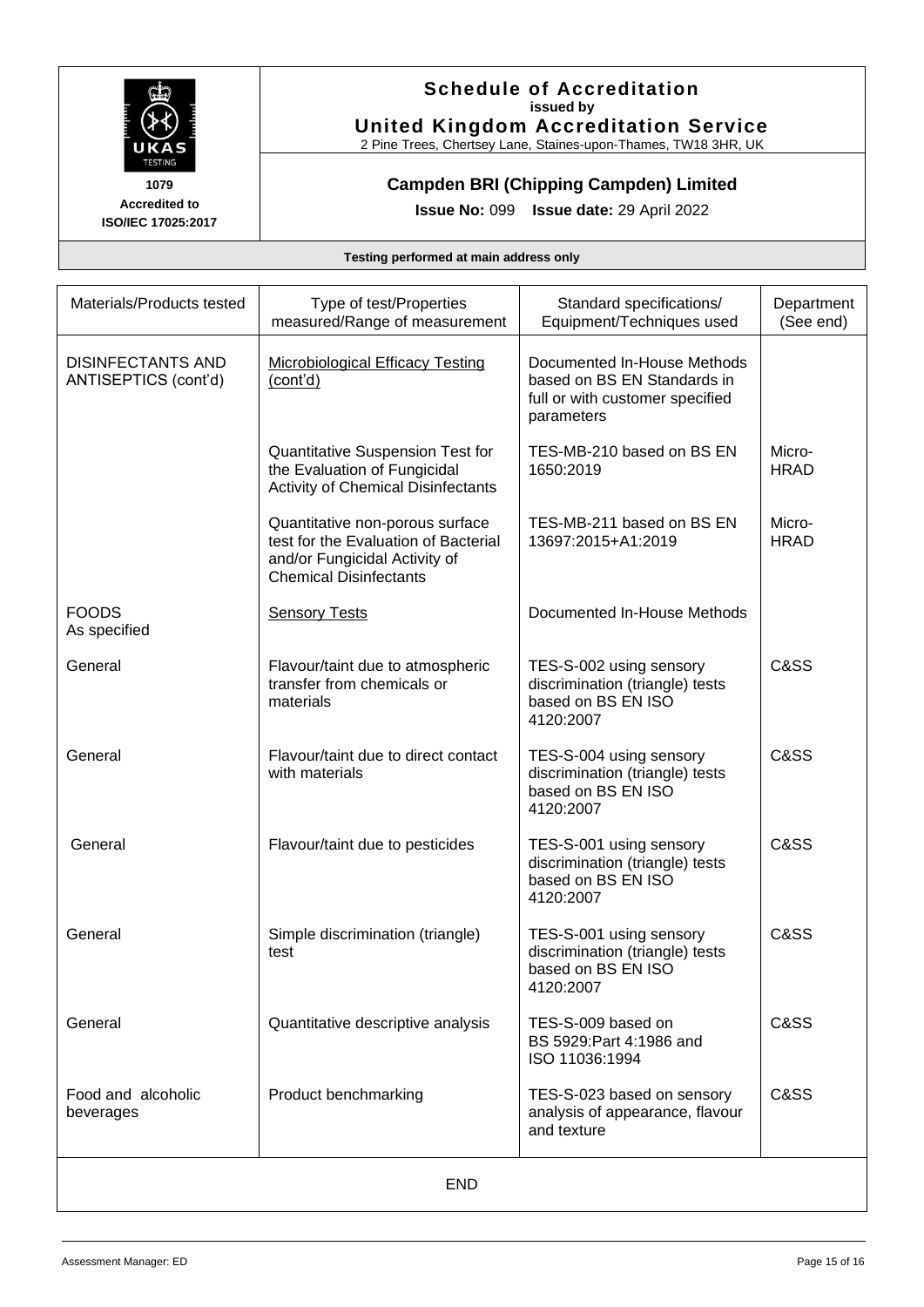# Schedule of Accreditation

**issued by**

## United Kingdom Accreditation Service

2 Pine Trees, Chertsey Lane, Staines-upon-Thames, TW18 3HR, UK

**1079**
**Accredited to ISO/IEC 17025:2017**

## Campden BRI (Chipping Campden) Limited

**Issue No:** 099 **Issue date:** 29 April 2022

**Testing performed at main address only**

| Materials/Products tested | Type of test/Properties measured/Range of measurement | Standard specifications/ Equipment/Techniques used | Department (See end) |
|---|---|---|---|
| DISINFECTANTS AND ANTISEPTICS (cont'd) | Microbiological Efficacy Testing (cont'd) | Documented In-House Methods based on BS EN Standards in full or with customer specified parameters | |
| | Quantitative Suspension Test for the Evaluation of Fungicidal Activity of Chemical Disinfectants | TES-MB-210 based on BS EN 1650:2019 | Micro-HRAD |
| | Quantitative non-porous surface test for the Evaluation of Bacterial and/or Fungicidal Activity of Chemical Disinfectants | TES-MB-211 based on BS EN 13697:2015+A1:2019 | Micro-HRAD |
| FOODS As specified | Sensory Tests | Documented In-House Methods | |
| General | Flavour/taint due to atmospheric transfer from chemicals or materials | TES-S-002 using sensory discrimination (triangle) tests based on BS EN ISO 4120:2007 | C&SS |
| General | Flavour/taint due to direct contact with materials | TES-S-004 using sensory discrimination (triangle) tests based on BS EN ISO 4120:2007 | C&SS |
| General | Flavour/taint due to pesticides | TES-S-001 using sensory discrimination (triangle) tests based on BS EN ISO 4120:2007 | C&SS |
| General | Simple discrimination (triangle) test | TES-S-001 using sensory discrimination (triangle) tests based on BS EN ISO 4120:2007 | C&SS |
| General | Quantitative descriptive analysis | TES-S-009 based on BS 5929:Part 4:1986 and ISO 11036:1994 | C&SS |
| Food and alcoholic beverages | Product benchmarking | TES-S-023 based on sensory analysis of appearance, flavour and texture | C&SS |

END

Assessment Manager: ED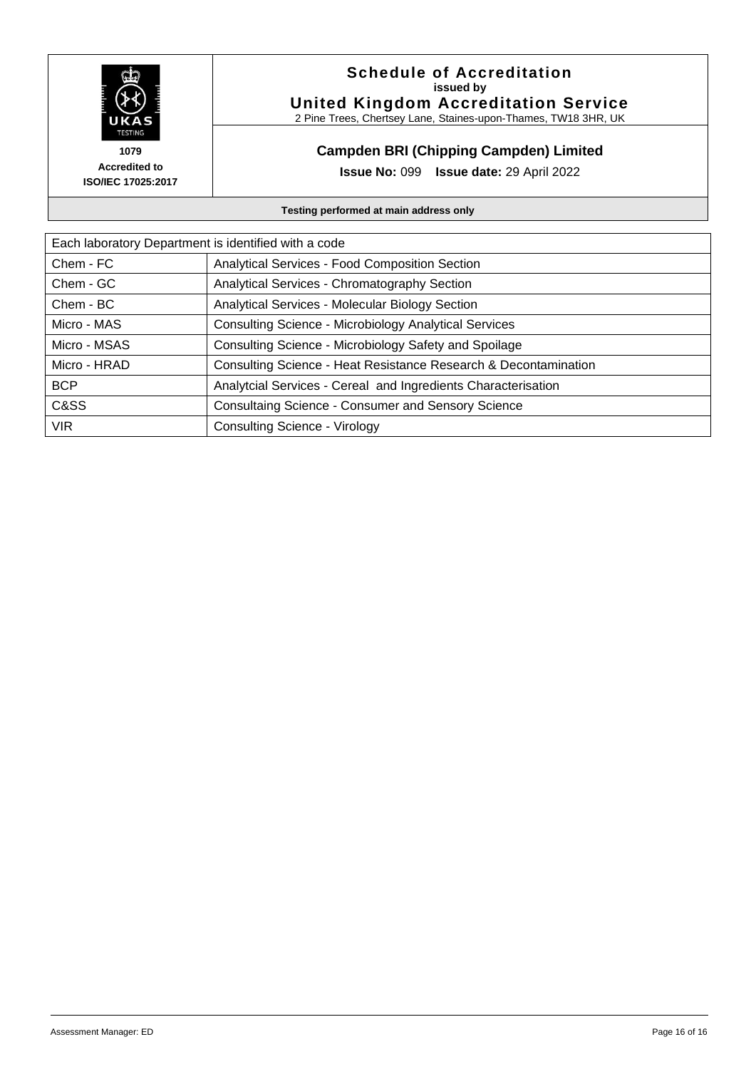**Schedule of Accreditation**
**issued by**
**United Kingdom Accreditation Service**
2 Pine Trees, Chertsey Lane, Staines-upon-Thames, TW18 3HR, UK

**1079**
**Accredited to**
**ISO/IEC 17025:2017**

**Campden BRI (Chipping Campden) Limited**

**Issue No:** 099 **Issue date:** 29 April 2022

**Testing performed at main address only**

| Each laboratory Department is identified with a code | |
|---|---|
| Chem - FC | Analytical Services - Food Composition Section |
| Chem - GC | Analytical Services - Chromatography Section |
| Chem - BC | Analytical Services - Molecular Biology Section |
| Micro - MAS | Consulting Science - Microbiology Analytical Services |
| Micro - MSAS | Consulting Science - Microbiology Safety and Spoilage |
| Micro - HRAD | Consulting Science - Heat Resistance Research & Decontamination |
| BCP | Analytcial Services - Cereal and Ingredients Characterisation |
| C&SS | Consultaing Science - Consumer and Sensory Science |
| VIR | Consulting Science - Virology |

Assessment Manager: ED